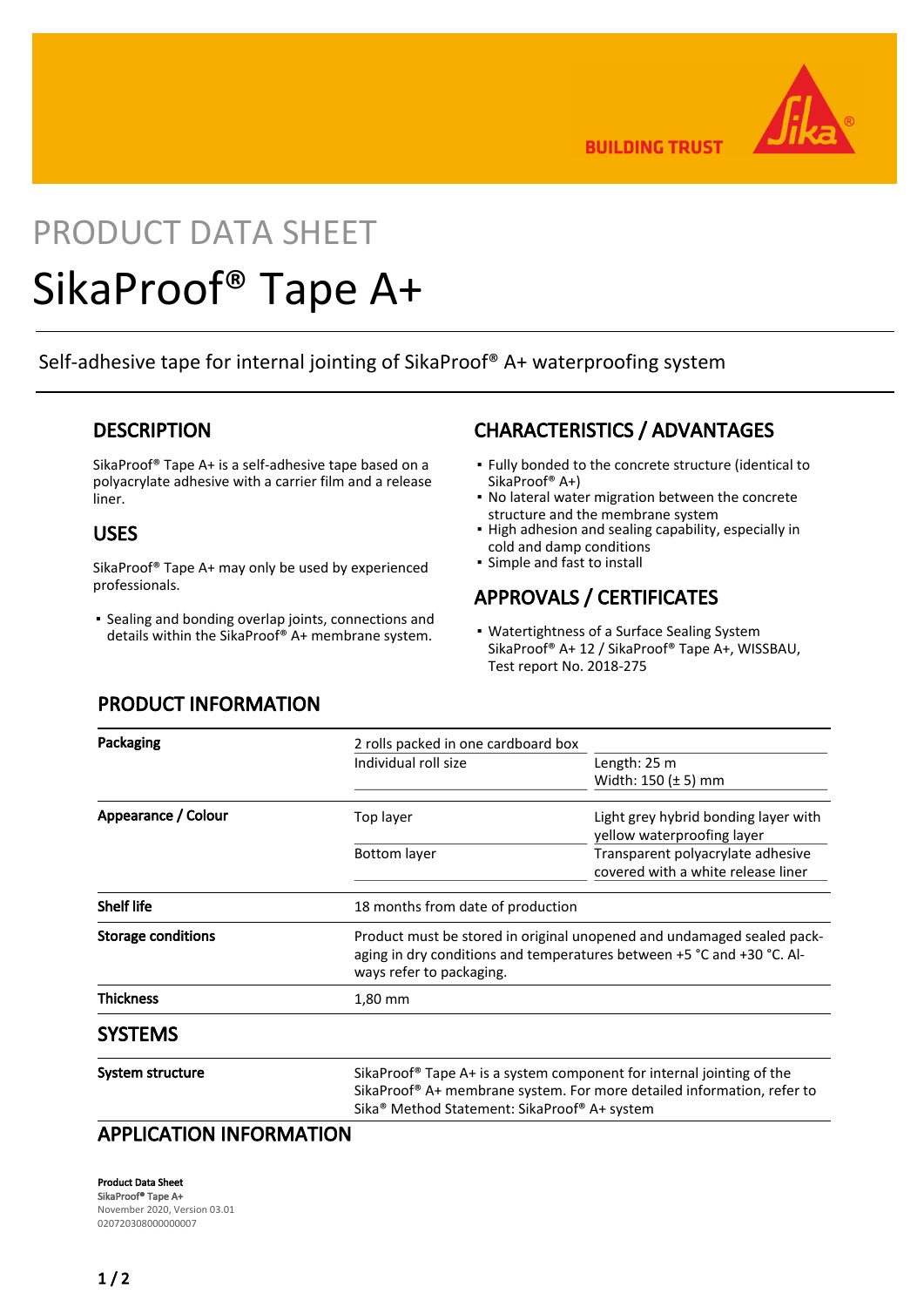BUILDING TRUST

PRODUCT DATA SHEET

# SikaProof® Tape A+

Self-adhesive tape for internal jointing of SikaProof® A+ waterproofing system

## DESCRIPTION

SikaProof® Tape A+ is a self-adhesive tape based on a polyacrylate adhesive with a carrier film and a release liner.

## USES

SikaProof® Tape A+ may only be used by experienced professionals.

- Sealing and bonding overlap joints, connections and details within the SikaProof® A+ membrane system.

## CHARACTERISTICS / ADVANTAGES

- Fully bonded to the concrete structure (identical to SikaProof® A+)
- No lateral water migration between the concrete structure and the membrane system
- High adhesion and sealing capability, especially in cold and damp conditions
- Simple and fast to install

## APPROVALS / CERTIFICATES

- Watertightness of a Surface Sealing System SikaProof® A+ 12 / SikaProof® Tape A+, WISSBAU, Test report No. 2018-275

## PRODUCT INFORMATION

| | | |
|---|---|---|
| **Packaging** | 2 rolls packed in one cardboard box | |
| | Individual roll size | Length: 25 m<br>Width: 150 (± 5) mm |
| **Appearance / Colour** | Top layer | Light grey hybrid bonding layer with yellow waterproofing layer |
| | Bottom layer | Transparent polyacrylate adhesive covered with a white release liner |
| **Shelf life** | 18 months from date of production | |
| **Storage conditions** | Product must be stored in original unopened and undamaged sealed packaging in dry conditions and temperatures between +5 °C and +30 °C. Always refer to packaging. | |
| **Thickness** | 1,80 mm | |

## SYSTEMS

| | |
|---|---|
| **System structure** | SikaProof® Tape A+ is a system component for internal jointing of the SikaProof® A+ membrane system. For more detailed information, refer to Sika® Method Statement: SikaProof® A+ system |

## APPLICATION INFORMATION

**Product Data Sheet**
SikaProof® Tape A+
November 2020, Version 03.01
020720308000000007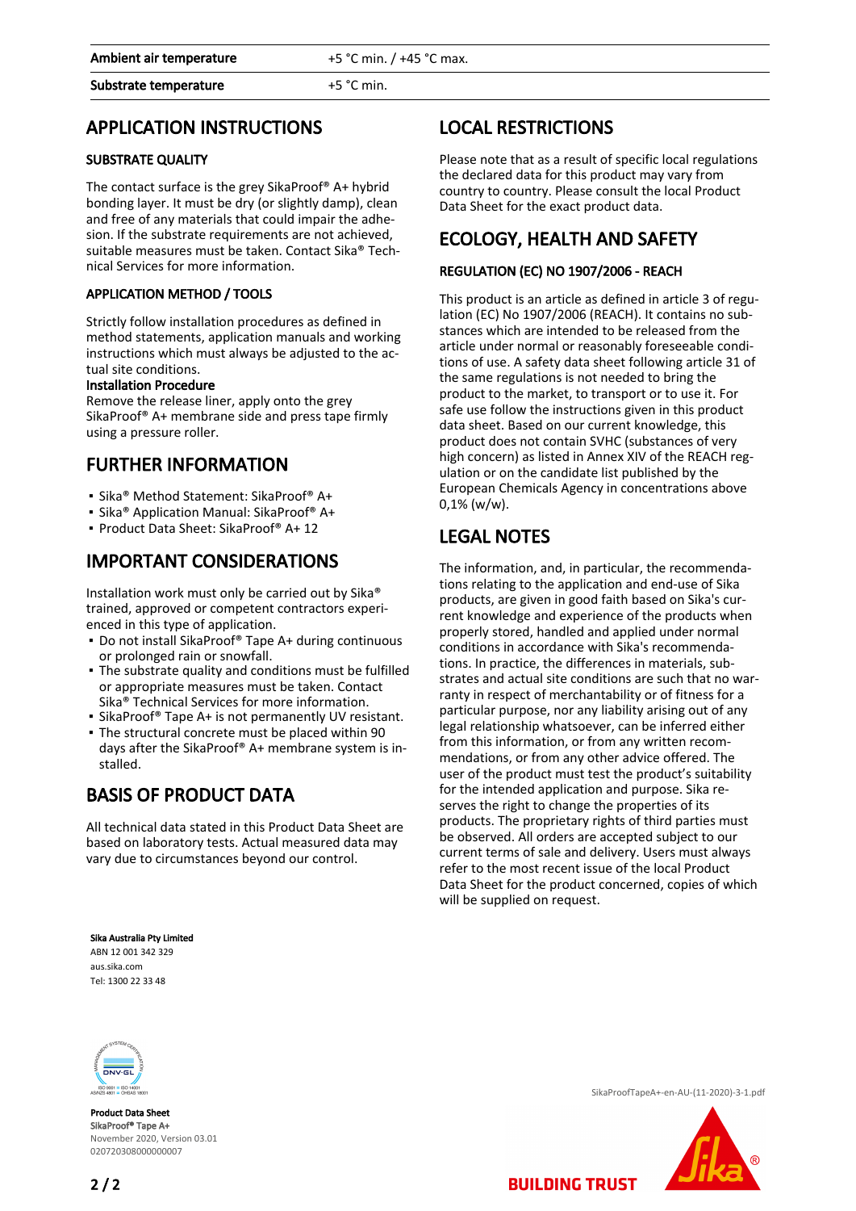| | |
|---|---|
| **Ambient air temperature** | +5 °C min. / +45 °C max. |
| **Substrate temperature** | +5 °C min. |

## APPLICATION INSTRUCTIONS

### SUBSTRATE QUALITY

The contact surface is the grey SikaProof® A+ hybrid bonding layer. It must be dry (or slightly damp), clean and free of any materials that could impair the adhesion. If the substrate requirements are not achieved, suitable measures must be taken. Contact Sika® Technical Services for more information.

### APPLICATION METHOD / TOOLS

Strictly follow installation procedures as defined in method statements, application manuals and working instructions which must always be adjusted to the actual site conditions.

**Installation Procedure**

Remove the release liner, apply onto the grey SikaProof® A+ membrane side and press tape firmly using a pressure roller.

## FURTHER INFORMATION

- Sika® Method Statement: SikaProof® A+
- Sika® Application Manual: SikaProof® A+
- Product Data Sheet: SikaProof® A+ 12

## IMPORTANT CONSIDERATIONS

Installation work must only be carried out by Sika® trained, approved or competent contractors experienced in this type of application.

- Do not install SikaProof® Tape A+ during continuous or prolonged rain or snowfall.
- The substrate quality and conditions must be fulfilled or appropriate measures must be taken. Contact Sika® Technical Services for more information.
- SikaProof® Tape A+ is not permanently UV resistant.
- The structural concrete must be placed within 90 days after the SikaProof® A+ membrane system is installed.

## BASIS OF PRODUCT DATA

All technical data stated in this Product Data Sheet are based on laboratory tests. Actual measured data may vary due to circumstances beyond our control.

## LOCAL RESTRICTIONS

Please note that as a result of specific local regulations the declared data for this product may vary from country to country. Please consult the local Product Data Sheet for the exact product data.

## ECOLOGY, HEALTH AND SAFETY

### REGULATION (EC) NO 1907/2006 - REACH

This product is an article as defined in article 3 of regulation (EC) No 1907/2006 (REACH). It contains no substances which are intended to be released from the article under normal or reasonably foreseeable conditions of use. A safety data sheet following article 31 of the same regulations is not needed to bring the product to the market, to transport or to use it. For safe use follow the instructions given in this product data sheet. Based on our current knowledge, this product does not contain SVHC (substances of very high concern) as listed in Annex XIV of the REACH regulation or on the candidate list published by the European Chemicals Agency in concentrations above 0,1% (w/w).

## LEGAL NOTES

The information, and, in particular, the recommendations relating to the application and end-use of Sika products, are given in good faith based on Sika's current knowledge and experience of the products when properly stored, handled and applied under normal conditions in accordance with Sika's recommendations. In practice, the differences in materials, substrates and actual site conditions are such that no warranty in respect of merchantability or of fitness for a particular purpose, nor any liability arising out of any legal relationship whatsoever, can be inferred either from this information, or from any written recommendations, or from any other advice offered. The user of the product must test the product's suitability for the intended application and purpose. Sika reserves the right to change the properties of its products. The proprietary rights of third parties must be observed. All orders are accepted subject to our current terms of sale and delivery. Users must always refer to the most recent issue of the local Product Data Sheet for the product concerned, copies of which will be supplied on request.

**Sika Australia Pty Limited**
ABN 12 001 342 329
aus.sika.com
Tel: 1300 22 33 48

**Product Data Sheet**
**SikaProof® Tape A+**
November 2020, Version 03.01
020720308000000007

SikaProofTapeA+-en-AU-(11-2020)-3-1.pdf

BUILDING TRUST